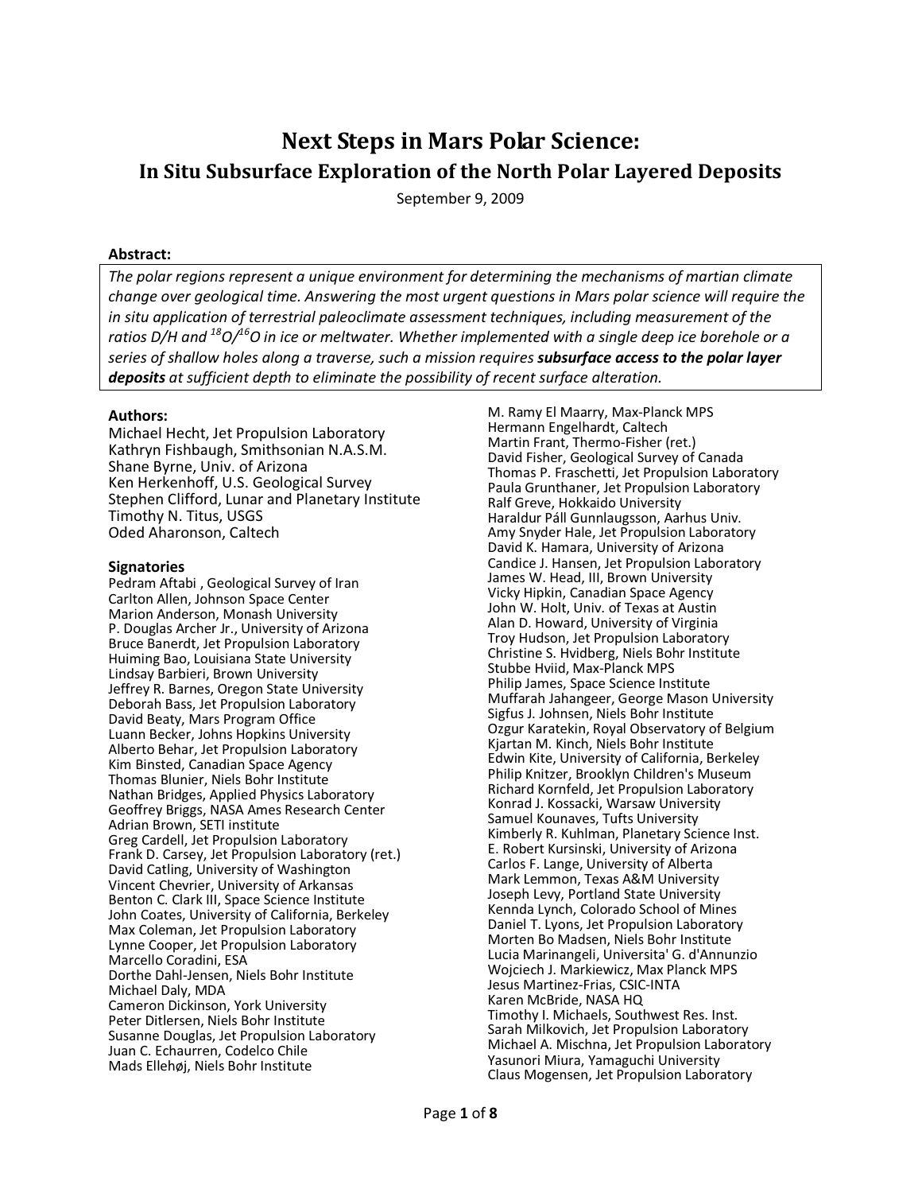# Next Steps in Mars Polar Science:

## In Situ Subsurface Exploration of the North Polar Layered Deposits

September 9, 2009

**Abstract:**

*The polar regions represent a unique environment for determining the mechanisms of martian climate change over geological time. Answering the most urgent questions in Mars polar science will require the in situ application of terrestrial paleoclimate assessment techniques, including measurement of the ratios D/H and $^{18}O/^{16}O$ in ice or meltwater. Whether implemented with a single deep ice borehole or a series of shallow holes along a traverse, such a mission requires* ***subsurface access to the polar layer deposits*** *at sufficient depth to eliminate the possibility of recent surface alteration.*

**Authors:**

Michael Hecht, Jet Propulsion Laboratory
Kathryn Fishbaugh, Smithsonian N.A.S.M.
Shane Byrne, Univ. of Arizona
Ken Herkenhoff, U.S. Geological Survey
Stephen Clifford, Lunar and Planetary Institute
Timothy N. Titus, USGS
Oded Aharonson, Caltech

**Signatories**

Pedram Aftabi , Geological Survey of Iran
Carlton Allen, Johnson Space Center
Marion Anderson, Monash University
P. Douglas Archer Jr., University of Arizona
Bruce Banerdt, Jet Propulsion Laboratory
Huiming Bao, Louisiana State University
Lindsay Barbieri, Brown University
Jeffrey R. Barnes, Oregon State University
Deborah Bass, Jet Propulsion Laboratory
David Beaty, Mars Program Office
Luann Becker, Johns Hopkins University
Alberto Behar, Jet Propulsion Laboratory
Kim Binsted, Canadian Space Agency
Thomas Blunier, Niels Bohr Institute
Nathan Bridges, Applied Physics Laboratory
Geoffrey Briggs, NASA Ames Research Center
Adrian Brown, SETI institute
Greg Cardell, Jet Propulsion Laboratory
Frank D. Carsey, Jet Propulsion Laboratory (ret.)
David Catling, University of Washington
Vincent Chevrier, University of Arkansas
Benton C. Clark III, Space Science Institute
John Coates, University of California, Berkeley
Max Coleman, Jet Propulsion Laboratory
Lynne Cooper, Jet Propulsion Laboratory
Marcello Coradini, ESA
Dorthe Dahl-Jensen, Niels Bohr Institute
Michael Daly, MDA
Cameron Dickinson, York University
Peter Ditlersen, Niels Bohr Institute
Susanne Douglas, Jet Propulsion Laboratory
Juan C. Echaurren, Codelco Chile
Mads Ellehøj, Niels Bohr Institute
M. Ramy El Maarry, Max-Planck MPS
Hermann Engelhardt, Caltech
Martin Frant, Thermo-Fisher (ret.)
David Fisher, Geological Survey of Canada
Thomas P. Fraschetti, Jet Propulsion Laboratory
Paula Grunthaner, Jet Propulsion Laboratory
Ralf Greve, Hokkaido University
Haraldur Páll Gunnlaugsson, Aarhus Univ.
Amy Snyder Hale, Jet Propulsion Laboratory
David K. Hamara, University of Arizona
Candice J. Hansen, Jet Propulsion Laboratory
James W. Head, III, Brown University
Vicky Hipkin, Canadian Space Agency
John W. Holt, Univ. of Texas at Austin
Alan D. Howard, University of Virginia
Troy Hudson, Jet Propulsion Laboratory
Christine S. Hvidberg, Niels Bohr Institute
Stubbe Hviid, Max-Planck MPS
Philip James, Space Science Institute
Muffarah Jahangeer, George Mason University
Sigfus J. Johnsen, Niels Bohr Institute
Ozgur Karatekin, Royal Observatory of Belgium
Kjartan M. Kinch, Niels Bohr Institute
Edwin Kite, University of California, Berkeley
Philip Knitzer, Brooklyn Children's Museum
Richard Kornfeld, Jet Propulsion Laboratory
Konrad J. Kossacki, Warsaw University
Samuel Kounaves, Tufts University
Kimberly R. Kuhlman, Planetary Science Inst.
E. Robert Kursinski, University of Arizona
Carlos F. Lange, University of Alberta
Mark Lemmon, Texas A&M University
Joseph Levy, Portland State University
Kennda Lynch, Colorado School of Mines
Daniel T. Lyons, Jet Propulsion Laboratory
Morten Bo Madsen, Niels Bohr Institute
Lucia Marinangeli, Universita' G. d'Annunzio
Wojciech J. Markiewicz, Max Planck MPS
Jesus Martinez-Frias, CSIC-INTA
Karen McBride, NASA HQ
Timothy I. Michaels, Southwest Res. Inst.
Sarah Milkovich, Jet Propulsion Laboratory
Michael A. Mischna, Jet Propulsion Laboratory
Yasunori Miura, Yamaguchi University
Claus Mogensen, Jet Propulsion Laboratory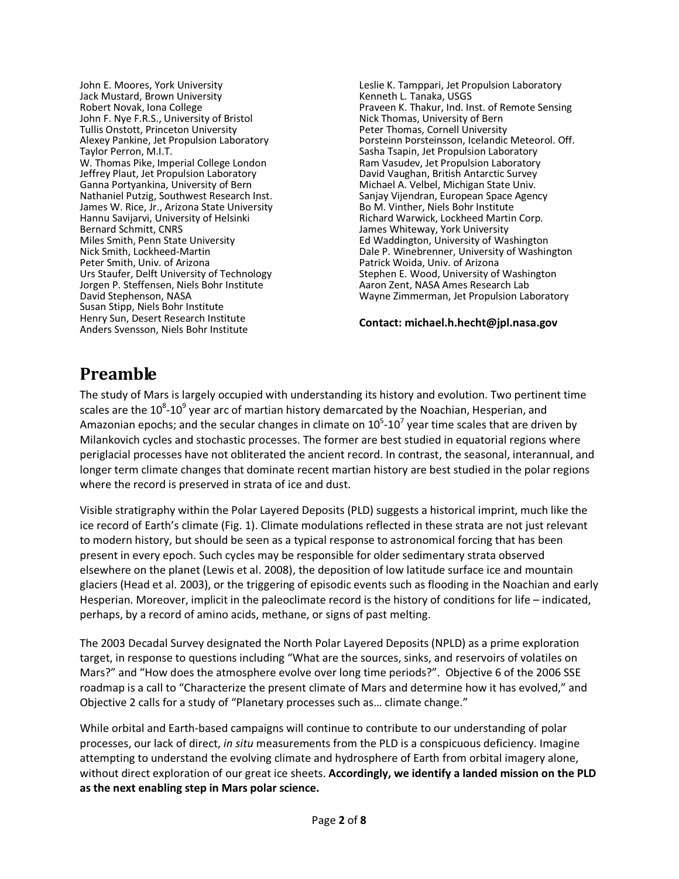John E. Moores, York University
Jack Mustard, Brown University
Robert Novak, Iona College
John F. Nye F.R.S., University of Bristol
Tullis Onstott, Princeton University
Alexey Pankine, Jet Propulsion Laboratory
Taylor Perron, M.I.T.
W. Thomas Pike, Imperial College London
Jeffrey Plaut, Jet Propulsion Laboratory
Ganna Portyankina, University of Bern
Nathaniel Putzig, Southwest Research Inst.
James W. Rice, Jr., Arizona State University
Hannu Savijarvi, University of Helsinki
Bernard Schmitt, CNRS
Miles Smith, Penn State University
Nick Smith, Lockheed-Martin
Peter Smith, Univ. of Arizona
Urs Staufer, Delft University of Technology
Jorgen P. Steffensen, Niels Bohr Institute
David Stephenson, NASA
Susan Stipp, Niels Bohr Institute
Henry Sun, Desert Research Institute
Anders Svensson, Niels Bohr Institute
Leslie K. Tamppari, Jet Propulsion Laboratory
Kenneth L. Tanaka, USGS
Praveen K. Thakur, Ind. Inst. of Remote Sensing
Nick Thomas, University of Bern
Peter Thomas, Cornell University
Þorsteinn Þorsteinsson, Icelandic Meteorol. Off.
Sasha Tsapin, Jet Propulsion Laboratory
Ram Vasudev, Jet Propulsion Laboratory
David Vaughan, British Antarctic Survey
Michael A. Velbel, Michigan State Univ.
Sanjay Vijendran, European Space Agency
Bo M. Vinther, Niels Bohr Institute
Richard Warwick, Lockheed Martin Corp.
James Whiteway, York University
Ed Waddington, University of Washington
Dale P. Winebrenner, University of Washington
Patrick Woida, Univ. of Arizona
Stephen E. Wood, University of Washington
Aaron Zent, NASA Ames Research Lab
Wayne Zimmerman, Jet Propulsion Laboratory

**Contact: michael.h.hecht@jpl.nasa.gov**

# Preamble

The study of Mars is largely occupied with understanding its history and evolution. Two pertinent time scales are the $10^8$-$10^9$ year arc of martian history demarcated by the Noachian, Hesperian, and Amazonian epochs; and the secular changes in climate on $10^5$-$10^7$ year time scales that are driven by Milankovich cycles and stochastic processes. The former are best studied in equatorial regions where periglacial processes have not obliterated the ancient record. In contrast, the seasonal, interannual, and longer term climate changes that dominate recent martian history are best studied in the polar regions where the record is preserved in strata of ice and dust.

Visible stratigraphy within the Polar Layered Deposits (PLD) suggests a historical imprint, much like the ice record of Earth's climate (Fig. 1). Climate modulations reflected in these strata are not just relevant to modern history, but should be seen as a typical response to astronomical forcing that has been present in every epoch. Such cycles may be responsible for older sedimentary strata observed elsewhere on the planet (Lewis et al. 2008), the deposition of low latitude surface ice and mountain glaciers (Head et al. 2003), or the triggering of episodic events such as flooding in the Noachian and early Hesperian. Moreover, implicit in the paleoclimate record is the history of conditions for life – indicated, perhaps, by a record of amino acids, methane, or signs of past melting.

The 2003 Decadal Survey designated the North Polar Layered Deposits (NPLD) as a prime exploration target, in response to questions including "What are the sources, sinks, and reservoirs of volatiles on Mars?" and "How does the atmosphere evolve over long time periods?". Objective 6 of the 2006 SSE roadmap is a call to "Characterize the present climate of Mars and determine how it has evolved," and Objective 2 calls for a study of "Planetary processes such as… climate change."

While orbital and Earth-based campaigns will continue to contribute to our understanding of polar processes, our lack of direct, *in situ* measurements from the PLD is a conspicuous deficiency. Imagine attempting to understand the evolving climate and hydrosphere of Earth from orbital imagery alone, without direct exploration of our great ice sheets. **Accordingly, we identify a landed mission on the PLD as the next enabling step in Mars polar science.**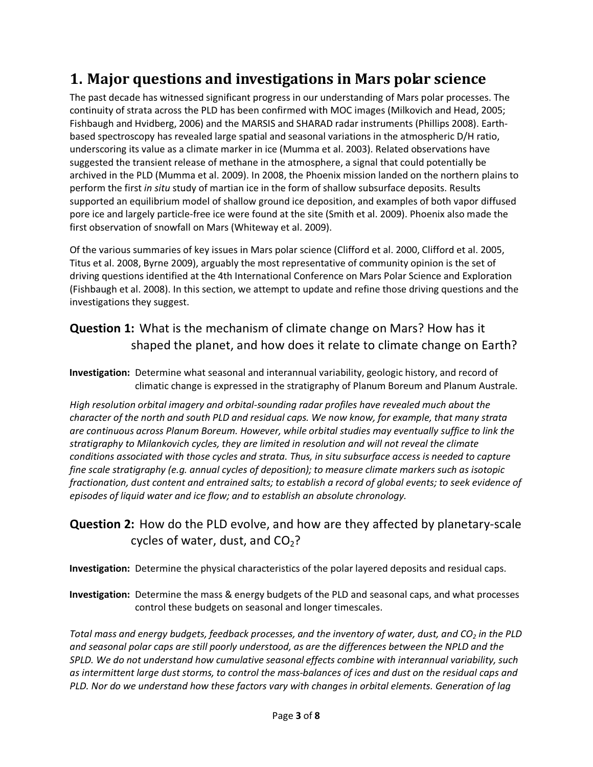# 1. Major questions and investigations in Mars polar science

The past decade has witnessed significant progress in our understanding of Mars polar processes. The continuity of strata across the PLD has been confirmed with MOC images (Milkovich and Head, 2005; Fishbaugh and Hvidberg, 2006) and the MARSIS and SHARAD radar instruments (Phillips 2008). Earth-based spectroscopy has revealed large spatial and seasonal variations in the atmospheric D/H ratio, underscoring its value as a climate marker in ice (Mumma et al. 2003). Related observations have suggested the transient release of methane in the atmosphere, a signal that could potentially be archived in the PLD (Mumma et al. 2009). In 2008, the Phoenix mission landed on the northern plains to perform the first *in situ* study of martian ice in the form of shallow subsurface deposits. Results supported an equilibrium model of shallow ground ice deposition, and examples of both vapor diffused pore ice and largely particle-free ice were found at the site (Smith et al. 2009). Phoenix also made the first observation of snowfall on Mars (Whiteway et al. 2009).

Of the various summaries of key issues in Mars polar science (Clifford et al. 2000, Clifford et al. 2005, Titus et al. 2008, Byrne 2009), arguably the most representative of community opinion is the set of driving questions identified at the 4th International Conference on Mars Polar Science and Exploration (Fishbaugh et al. 2008). In this section, we attempt to update and refine those driving questions and the investigations they suggest.

## **Question 1:** What is the mechanism of climate change on Mars? How has it shaped the planet, and how does it relate to climate change on Earth?

**Investigation:** Determine what seasonal and interannual variability, geologic history, and record of climatic change is expressed in the stratigraphy of Planum Boreum and Planum Australe.

*High resolution orbital imagery and orbital-sounding radar profiles have revealed much about the character of the north and south PLD and residual caps. We now know, for example, that many strata are continuous across Planum Boreum. However, while orbital studies may eventually suffice to link the stratigraphy to Milankovich cycles, they are limited in resolution and will not reveal the climate conditions associated with those cycles and strata. Thus, in situ subsurface access is needed to capture fine scale stratigraphy (e.g. annual cycles of deposition); to measure climate markers such as isotopic fractionation, dust content and entrained salts; to establish a record of global events; to seek evidence of episodes of liquid water and ice flow; and to establish an absolute chronology.*

## **Question 2:** How do the PLD evolve, and how are they affected by planetary-scale cycles of water, dust, and $CO_2$?

**Investigation:** Determine the physical characteristics of the polar layered deposits and residual caps.

**Investigation:** Determine the mass & energy budgets of the PLD and seasonal caps, and what processes control these budgets on seasonal and longer timescales.

*Total mass and energy budgets, feedback processes, and the inventory of water, dust, and $CO_2$ in the PLD and seasonal polar caps are still poorly understood, as are the differences between the NPLD and the SPLD. We do not understand how cumulative seasonal effects combine with interannual variability, such as intermittent large dust storms, to control the mass-balances of ices and dust on the residual caps and PLD. Nor do we understand how these factors vary with changes in orbital elements. Generation of lag*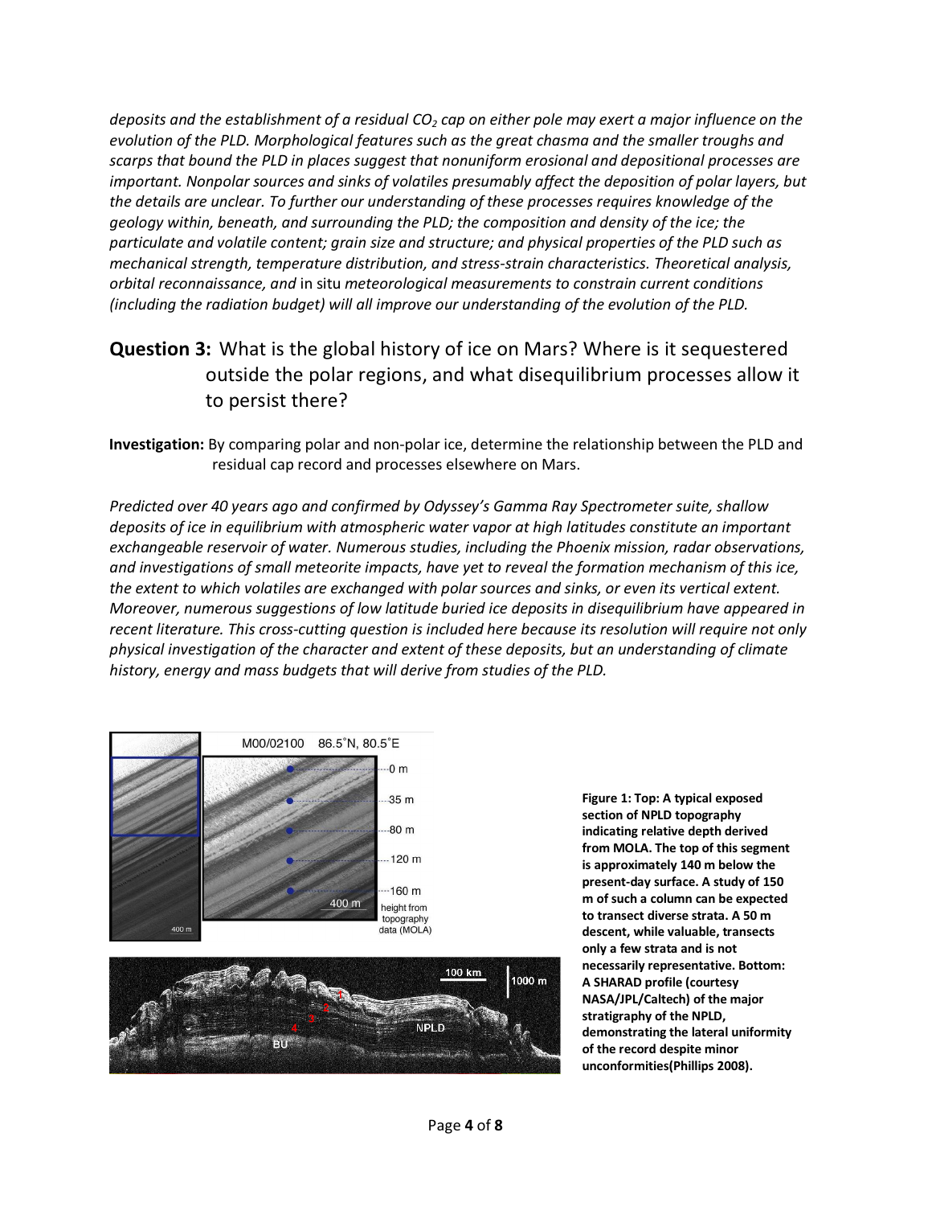*deposits and the establishment of a residual $CO_2$ cap on either pole may exert a major influence on the evolution of the PLD. Morphological features such as the great chasma and the smaller troughs and scarps that bound the PLD in places suggest that nonuniform erosional and depositional processes are important. Nonpolar sources and sinks of volatiles presumably affect the deposition of polar layers, but the details are unclear. To further our understanding of these processes requires knowledge of the geology within, beneath, and surrounding the PLD; the composition and density of the ice; the particulate and volatile content; grain size and structure; and physical properties of the PLD such as mechanical strength, temperature distribution, and stress-strain characteristics. Theoretical analysis, orbital reconnaissance, and* in situ *meteorological measurements to constrain current conditions (including the radiation budget) will all improve our understanding of the evolution of the PLD.*

## **Question 3:** What is the global history of ice on Mars? Where is it sequestered outside the polar regions, and what disequilibrium processes allow it to persist there?

**Investigation:** By comparing polar and non-polar ice, determine the relationship between the PLD and residual cap record and processes elsewhere on Mars.

*Predicted over 40 years ago and confirmed by Odyssey's Gamma Ray Spectrometer suite, shallow deposits of ice in equilibrium with atmospheric water vapor at high latitudes constitute an important exchangeable reservoir of water. Numerous studies, including the Phoenix mission, radar observations, and investigations of small meteorite impacts, have yet to reveal the formation mechanism of this ice, the extent to which volatiles are exchanged with polar sources and sinks, or even its vertical extent. Moreover, numerous suggestions of low latitude buried ice deposits in disequilibrium have appeared in recent literature. This cross-cutting question is included here because its resolution will require not only physical investigation of the character and extent of these deposits, but an understanding of climate history, energy and mass budgets that will derive from studies of the PLD.*

**Figure 1: Top: A typical exposed section of NPLD topography indicating relative depth derived from MOLA. The top of this segment is approximately 140 m below the present-day surface. A study of 150 m of such a column can be expected to transect diverse strata. A 50 m descent, while valuable, transects only a few strata and is not necessarily representative. Bottom: A SHARAD profile (courtesy NASA/JPL/Caltech) of the major stratigraphy of the NPLD, demonstrating the lateral uniformity of the record despite minor unconformities(Phillips 2008).**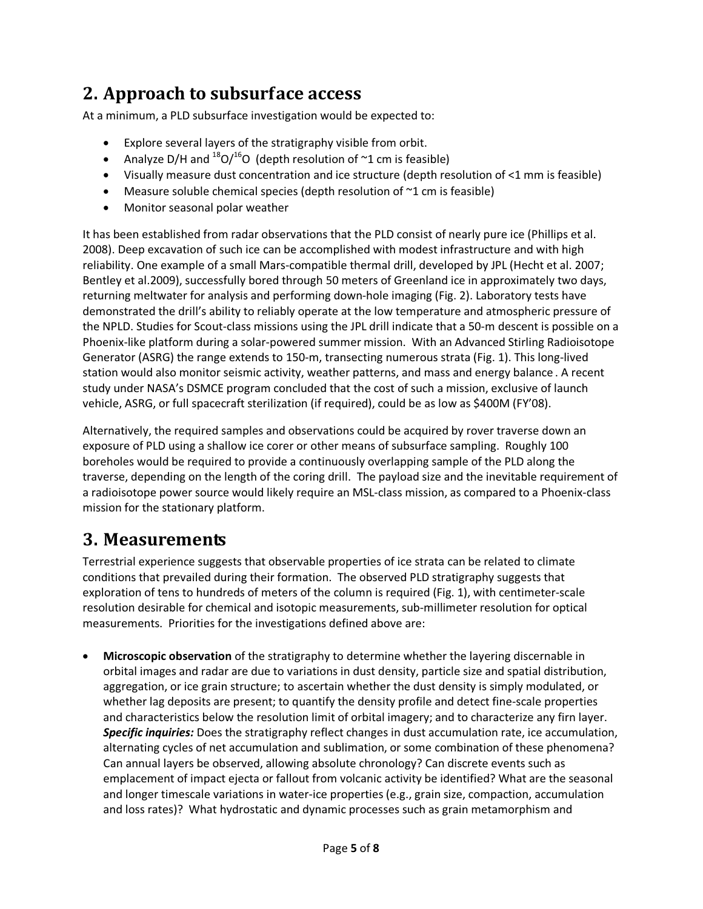## 2. Approach to subsurface access

At a minimum, a PLD subsurface investigation would be expected to:

- Explore several layers of the stratigraphy visible from orbit.
- Analyze D/H and $^{18}O/^{16}O$ (depth resolution of ~1 cm is feasible)
- Visually measure dust concentration and ice structure (depth resolution of <1 mm is feasible)
- Measure soluble chemical species (depth resolution of ~1 cm is feasible)
- Monitor seasonal polar weather

It has been established from radar observations that the PLD consist of nearly pure ice (Phillips et al. 2008). Deep excavation of such ice can be accomplished with modest infrastructure and with high reliability. One example of a small Mars-compatible thermal drill, developed by JPL (Hecht et al. 2007; Bentley et al.2009), successfully bored through 50 meters of Greenland ice in approximately two days, returning meltwater for analysis and performing down-hole imaging (Fig. 2). Laboratory tests have demonstrated the drill's ability to reliably operate at the low temperature and atmospheric pressure of the NPLD. Studies for Scout-class missions using the JPL drill indicate that a 50-m descent is possible on a Phoenix-like platform during a solar-powered summer mission. With an Advanced Stirling Radioisotope Generator (ASRG) the range extends to 150-m, transecting numerous strata (Fig. 1). This long-lived station would also monitor seismic activity, weather patterns, and mass and energy balance . A recent study under NASA's DSMCE program concluded that the cost of such a mission, exclusive of launch vehicle, ASRG, or full spacecraft sterilization (if required), could be as low as $400M (FY'08).

Alternatively, the required samples and observations could be acquired by rover traverse down an exposure of PLD using a shallow ice corer or other means of subsurface sampling. Roughly 100 boreholes would be required to provide a continuously overlapping sample of the PLD along the traverse, depending on the length of the coring drill. The payload size and the inevitable requirement of a radioisotope power source would likely require an MSL-class mission, as compared to a Phoenix-class mission for the stationary platform.

## 3. Measurements

Terrestrial experience suggests that observable properties of ice strata can be related to climate conditions that prevailed during their formation. The observed PLD stratigraphy suggests that exploration of tens to hundreds of meters of the column is required (Fig. 1), with centimeter-scale resolution desirable for chemical and isotopic measurements, sub-millimeter resolution for optical measurements. Priorities for the investigations defined above are:

- **Microscopic observation** of the stratigraphy to determine whether the layering discernable in orbital images and radar are due to variations in dust density, particle size and spatial distribution, aggregation, or ice grain structure; to ascertain whether the dust density is simply modulated, or whether lag deposits are present; to quantify the density profile and detect fine-scale properties and characteristics below the resolution limit of orbital imagery; and to characterize any firn layer. ***Specific inquiries:*** Does the stratigraphy reflect changes in dust accumulation rate, ice accumulation, alternating cycles of net accumulation and sublimation, or some combination of these phenomena? Can annual layers be observed, allowing absolute chronology? Can discrete events such as emplacement of impact ejecta or fallout from volcanic activity be identified? What are the seasonal and longer timescale variations in water-ice properties (e.g., grain size, compaction, accumulation and loss rates)? What hydrostatic and dynamic processes such as grain metamorphism and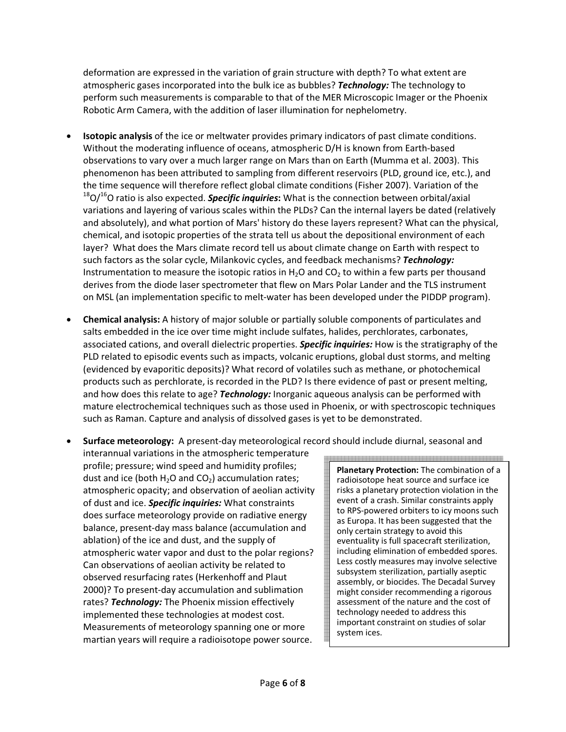deformation are expressed in the variation of grain structure with depth? To what extent are atmospheric gases incorporated into the bulk ice as bubbles? ***Technology:*** The technology to perform such measurements is comparable to that of the MER Microscopic Imager or the Phoenix Robotic Arm Camera, with the addition of laser illumination for nephelometry.

- **Isotopic analysis** of the ice or meltwater provides primary indicators of past climate conditions. Without the moderating influence of oceans, atmospheric D/H is known from Earth-based observations to vary over a much larger range on Mars than on Earth (Mumma et al. 2003). This phenomenon has been attributed to sampling from different reservoirs (PLD, ground ice, etc.), and the time sequence will therefore reflect global climate conditions (Fisher 2007). Variation of the $^{18}O/^{16}O$ ratio is also expected. ***Specific inquiries*:** What is the connection between orbital/axial variations and layering of various scales within the PLDs? Can the internal layers be dated (relatively and absolutely), and what portion of Mars' history do these layers represent? What can the physical, chemical, and isotopic properties of the strata tell us about the depositional environment of each layer? What does the Mars climate record tell us about climate change on Earth with respect to such factors as the solar cycle, Milankovic cycles, and feedback mechanisms? ***Technology:*** Instrumentation to measure the isotopic ratios in $H_2O$ and $CO_2$ to within a few parts per thousand derives from the diode laser spectrometer that flew on Mars Polar Lander and the TLS instrument on MSL (an implementation specific to melt-water has been developed under the PIDDP program).

- **Chemical analysis:** A history of major soluble or partially soluble components of particulates and salts embedded in the ice over time might include sulfates, halides, perchlorates, carbonates, associated cations, and overall dielectric properties. ***Specific inquiries:*** How is the stratigraphy of the PLD related to episodic events such as impacts, volcanic eruptions, global dust storms, and melting (evidenced by evaporitic deposits)? What record of volatiles such as methane, or photochemical products such as perchlorate, is recorded in the PLD? Is there evidence of past or present melting, and how does this relate to age? ***Technology:*** Inorganic aqueous analysis can be performed with mature electrochemical techniques such as those used in Phoenix, or with spectroscopic techniques such as Raman. Capture and analysis of dissolved gases is yet to be demonstrated.

- **Surface meteorology:** A present-day meteorological record should include diurnal, seasonal and interannual variations in the atmospheric temperature profile; pressure; wind speed and humidity profiles; dust and ice (both $H_2O$ and $CO_2$) accumulation rates; atmospheric opacity; and observation of aeolian activity of dust and ice. ***Specific inquiries:*** What constraints does surface meteorology provide on radiative energy balance, present-day mass balance (accumulation and ablation) of the ice and dust, and the supply of atmospheric water vapor and dust to the polar regions? Can observations of aeolian activity be related to observed resurfacing rates (Herkenhoff and Plaut 2000)? To present-day accumulation and sublimation rates? ***Technology:*** The Phoenix mission effectively implemented these technologies at modest cost. Measurements of meteorology spanning one or more martian years will require a radioisotope power source.

> **Planetary Protection:** The combination of a radioisotope heat source and surface ice risks a planetary protection violation in the event of a crash. Similar constraints apply to RPS-powered orbiters to icy moons such as Europa. It has been suggested that the only certain strategy to avoid this eventuality is full spacecraft sterilization, including elimination of embedded spores. Less costly measures may involve selective subsystem sterilization, partially aseptic assembly, or biocides. The Decadal Survey might consider recommending a rigorous assessment of the nature and the cost of technology needed to address this important constraint on studies of solar system ices.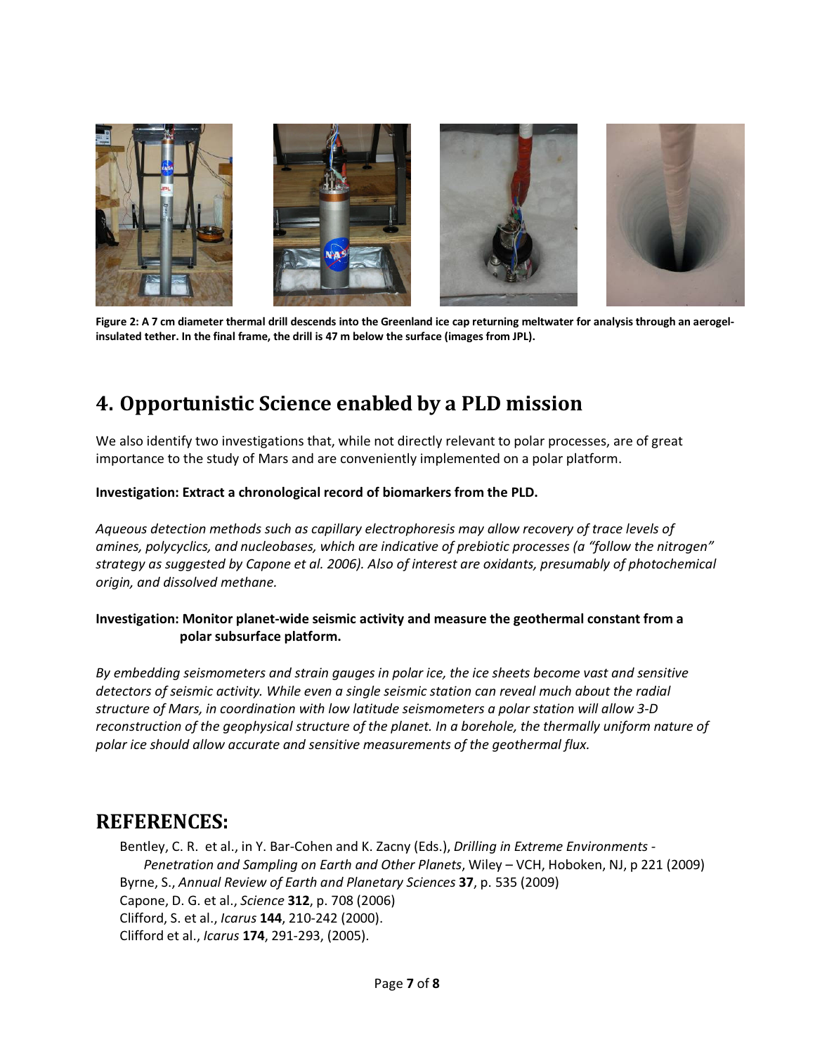**Figure 2: A 7 cm diameter thermal drill descends into the Greenland ice cap returning meltwater for analysis through an aerogel-insulated tether. In the final frame, the drill is 47 m below the surface (images from JPL).**

## 4. Opportunistic Science enabled by a PLD mission

We also identify two investigations that, while not directly relevant to polar processes, are of great importance to the study of Mars and are conveniently implemented on a polar platform.

**Investigation: Extract a chronological record of biomarkers from the PLD.**

*Aqueous detection methods such as capillary electrophoresis may allow recovery of trace levels of amines, polycyclics, and nucleobases, which are indicative of prebiotic processes (a "follow the nitrogen" strategy as suggested by Capone et al. 2006). Also of interest are oxidants, presumably of photochemical origin, and dissolved methane.*

**Investigation: Monitor planet-wide seismic activity and measure the geothermal constant from a polar subsurface platform.**

*By embedding seismometers and strain gauges in polar ice, the ice sheets become vast and sensitive detectors of seismic activity. While even a single seismic station can reveal much about the radial structure of Mars, in coordination with low latitude seismometers a polar station will allow 3-D reconstruction of the geophysical structure of the planet. In a borehole, the thermally uniform nature of polar ice should allow accurate and sensitive measurements of the geothermal flux.*

## REFERENCES:

Bentley, C. R. et al., in Y. Bar-Cohen and K. Zacny (Eds.), *Drilling in Extreme Environments - Penetration and Sampling on Earth and Other Planets*, Wiley – VCH, Hoboken, NJ, p 221 (2009)

Byrne, S., *Annual Review of Earth and Planetary Sciences* **37**, p. 535 (2009)

Capone, D. G. et al., *Science* **312**, p. 708 (2006)

Clifford, S. et al., *Icarus* **144**, 210-242 (2000).

Clifford et al., *Icarus* **174**, 291-293, (2005).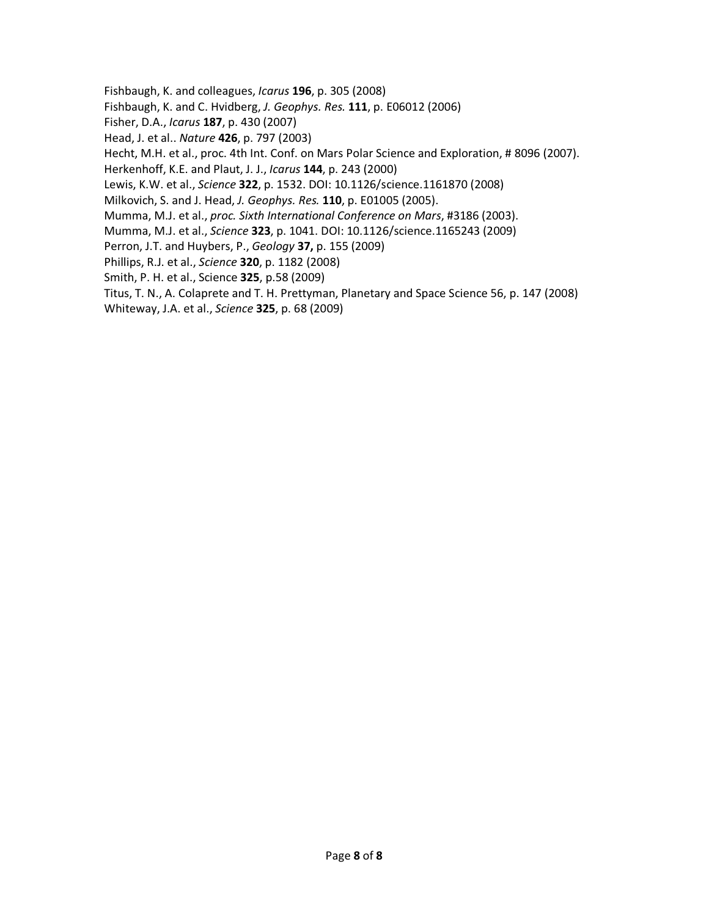Fishbaugh, K. and colleagues, *Icarus* **196**, p. 305 (2008)
Fishbaugh, K. and C. Hvidberg, *J. Geophys. Res.* **111**, p. E06012 (2006)
Fisher, D.A., *Icarus* **187**, p. 430 (2007)
Head, J. et al.. *Nature* **426**, p. 797 (2003)
Hecht, M.H. et al., proc. 4th Int. Conf. on Mars Polar Science and Exploration, # 8096 (2007).
Herkenhoff, K.E. and Plaut, J. J., *Icarus* **144**, p. 243 (2000)
Lewis, K.W. et al., *Science* **322**, p. 1532. DOI: 10.1126/science.1161870 (2008)
Milkovich, S. and J. Head, *J. Geophys. Res.* **110**, p. E01005 (2005).
Mumma, M.J. et al., *proc. Sixth International Conference on Mars*, #3186 (2003).
Mumma, M.J. et al., *Science* **323**, p. 1041. DOI: 10.1126/science.1165243 (2009)
Perron, J.T. and Huybers, P., *Geology* **37,** p. 155 (2009)
Phillips, R.J. et al., *Science* **320**, p. 1182 (2008)
Smith, P. H. et al., Science **325**, p.58 (2009)
Titus, T. N., A. Colaprete and T. H. Prettyman, Planetary and Space Science 56, p. 147 (2008)
Whiteway, J.A. et al., *Science* **325**, p. 68 (2009)